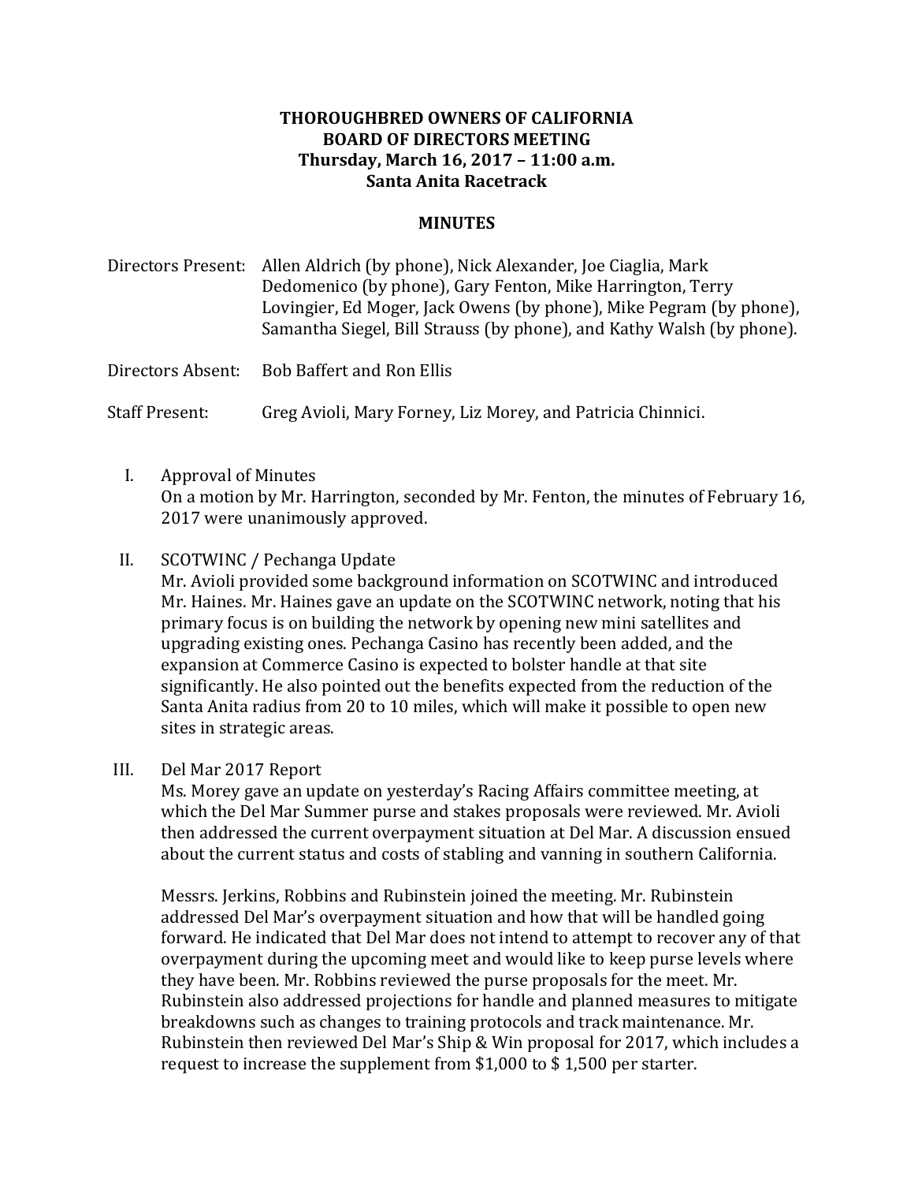**THOROUGHBRED OWNERS OF CALIFORNIA**
**BOARD OF DIRECTORS MEETING**
**Thursday, March 16, 2017 – 11:00 a.m.**
**Santa Anita Racetrack**

**MINUTES**

Directors Present: Allen Aldrich (by phone), Nick Alexander, Joe Ciaglia, Mark Dedomenico (by phone), Gary Fenton, Mike Harrington, Terry Lovingier, Ed Moger, Jack Owens (by phone), Mike Pegram (by phone), Samantha Siegel, Bill Strauss (by phone), and Kathy Walsh (by phone).

Directors Absent: Bob Baffert and Ron Ellis

Staff Present: Greg Avioli, Mary Forney, Liz Morey, and Patricia Chinnici.

I. Approval of Minutes
On a motion by Mr. Harrington, seconded by Mr. Fenton, the minutes of February 16, 2017 were unanimously approved.

II. SCOTWINC / Pechanga Update
Mr. Avioli provided some background information on SCOTWINC and introduced Mr. Haines. Mr. Haines gave an update on the SCOTWINC network, noting that his primary focus is on building the network by opening new mini satellites and upgrading existing ones. Pechanga Casino has recently been added, and the expansion at Commerce Casino is expected to bolster handle at that site significantly. He also pointed out the benefits expected from the reduction of the Santa Anita radius from 20 to 10 miles, which will make it possible to open new sites in strategic areas.

III. Del Mar 2017 Report
Ms. Morey gave an update on yesterday's Racing Affairs committee meeting, at which the Del Mar Summer purse and stakes proposals were reviewed. Mr. Avioli then addressed the current overpayment situation at Del Mar. A discussion ensued about the current status and costs of stabling and vanning in southern California.

Messrs. Jerkins, Robbins and Rubinstein joined the meeting. Mr. Rubinstein addressed Del Mar's overpayment situation and how that will be handled going forward. He indicated that Del Mar does not intend to attempt to recover any of that overpayment during the upcoming meet and would like to keep purse levels where they have been. Mr. Robbins reviewed the purse proposals for the meet. Mr. Rubinstein also addressed projections for handle and planned measures to mitigate breakdowns such as changes to training protocols and track maintenance. Mr. Rubinstein then reviewed Del Mar's Ship & Win proposal for 2017, which includes a request to increase the supplement from $1,000 to $ 1,500 per starter.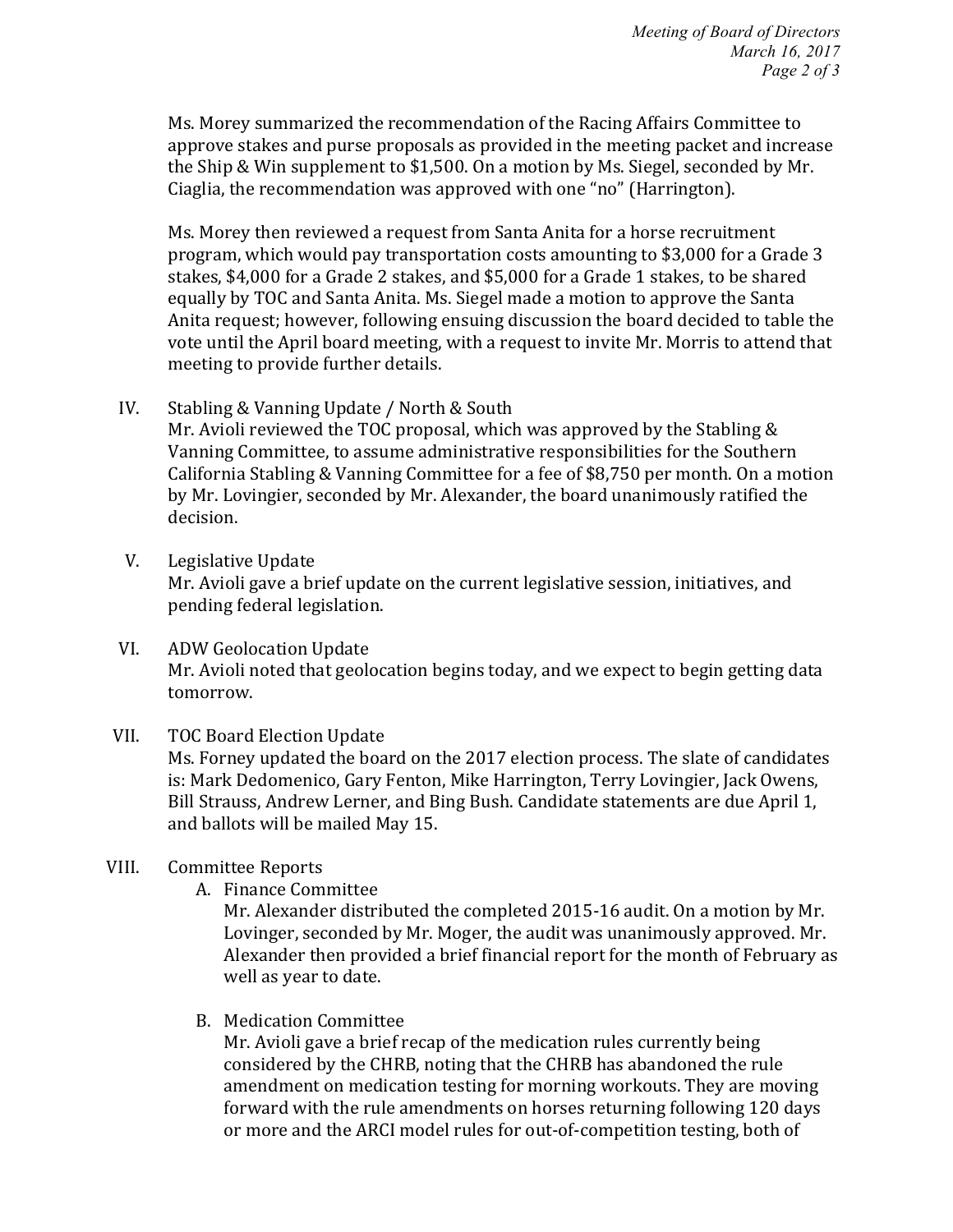Ms. Morey summarized the recommendation of the Racing Affairs Committee to approve stakes and purse proposals as provided in the meeting packet and increase the Ship & Win supplement to $1,500. On a motion by Ms. Siegel, seconded by Mr. Ciaglia, the recommendation was approved with one "no" (Harrington).

Ms. Morey then reviewed a request from Santa Anita for a horse recruitment program, which would pay transportation costs amounting to $3,000 for a Grade 3 stakes, $4,000 for a Grade 2 stakes, and $5,000 for a Grade 1 stakes, to be shared equally by TOC and Santa Anita. Ms. Siegel made a motion to approve the Santa Anita request; however, following ensuing discussion the board decided to table the vote until the April board meeting, with a request to invite Mr. Morris to attend that meeting to provide further details.

IV. Stabling & Vanning Update / North & South
Mr. Avioli reviewed the TOC proposal, which was approved by the Stabling & Vanning Committee, to assume administrative responsibilities for the Southern California Stabling & Vanning Committee for a fee of $8,750 per month. On a motion by Mr. Lovingier, seconded by Mr. Alexander, the board unanimously ratified the decision.

V. Legislative Update
Mr. Avioli gave a brief update on the current legislative session, initiatives, and pending federal legislation.

VI. ADW Geolocation Update
Mr. Avioli noted that geolocation begins today, and we expect to begin getting data tomorrow.

VII. TOC Board Election Update
Ms. Forney updated the board on the 2017 election process. The slate of candidates is: Mark Dedomenico, Gary Fenton, Mike Harrington, Terry Lovingier, Jack Owens, Bill Strauss, Andrew Lerner, and Bing Bush. Candidate statements are due April 1, and ballots will be mailed May 15.

VIII. Committee Reports

A. Finance Committee
Mr. Alexander distributed the completed 2015-16 audit. On a motion by Mr. Lovinger, seconded by Mr. Moger, the audit was unanimously approved. Mr. Alexander then provided a brief financial report for the month of February as well as year to date.

B. Medication Committee
Mr. Avioli gave a brief recap of the medication rules currently being considered by the CHRB, noting that the CHRB has abandoned the rule amendment on medication testing for morning workouts. They are moving forward with the rule amendments on horses returning following 120 days or more and the ARCI model rules for out-of-competition testing, both of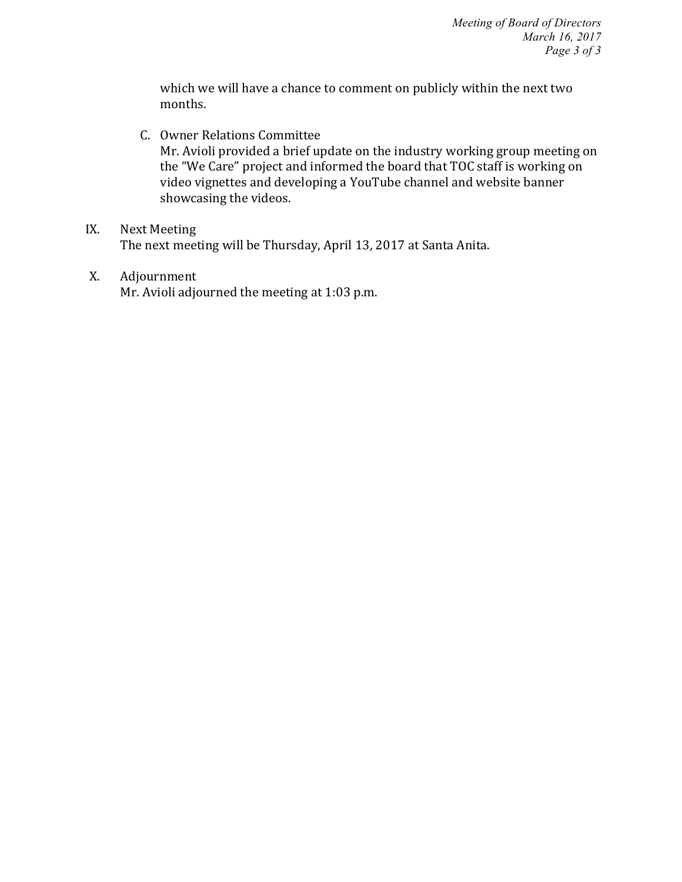which we will have a chance to comment on publicly within the next two months.

C. Owner Relations Committee
Mr. Avioli provided a brief update on the industry working group meeting on the "We Care" project and informed the board that TOC staff is working on video vignettes and developing a YouTube channel and website banner showcasing the videos.

IX. Next Meeting
The next meeting will be Thursday, April 13, 2017 at Santa Anita.

X. Adjournment
Mr. Avioli adjourned the meeting at 1:03 p.m.